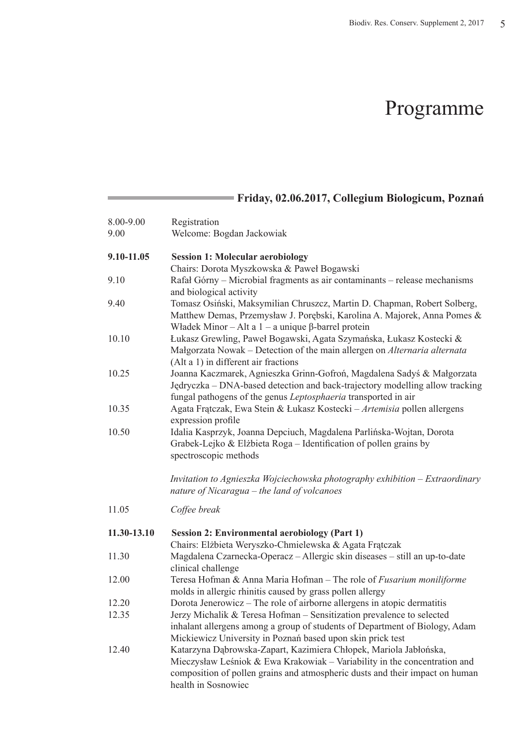# Programme

## Friday, 02.06.2017, Collegium Biologicum, Poznań

8.00-9.00 Registration

9.00 Welcome: Bogdan Jackowiak

**9.10-11.05 Session 1: Molecular aerobiology**

Chairs: Dorota Myszkowska & Paweł Bogawski

9.10 Rafał Górny – Microbial fragments as air contaminants – release mechanisms and biological activity

9.40 Tomasz Osiński, Maksymilian Chruszcz, Martin D. Chapman, Robert Solberg, Matthew Demas, Przemysław J. Porębski, Karolina A. Majorek, Anna Pomes & Władek Minor – Alt a 1 – a unique β-barrel protein

10.10 Łukasz Grewling, Paweł Bogawski, Agata Szymańska, Łukasz Kostecki & Małgorzata Nowak – Detection of the main allergen on *Alternaria alternata* (Alt a 1) in different air fractions

10.25 Joanna Kaczmarek, Agnieszka Grinn-Gofroń, Magdalena Sadyś & Małgorzata Jędryczka – DNA-based detection and back-trajectory modelling allow tracking fungal pathogens of the genus *Leptosphaeria* transported in air

10.35 Agata Frątczak, Ewa Stein & Łukasz Kostecki – *Artemisia* pollen allergens expression profile

10.50 Idalia Kasprzyk, Joanna Depciuch, Magdalena Parlińska-Wojtan, Dorota Grabek-Lejko & Elżbieta Roga – Identification of pollen grains by spectroscopic methods

*Invitation to Agnieszka Wojciechowska photography exhibition – Extraordinary nature of Nicaragua – the land of volcanoes*

11.05 *Coffee break*

**11.30-13.10 Session 2: Environmental aerobiology (Part 1)**

Chairs: Elżbieta Weryszko-Chmielewska & Agata Frątczak

11.30 Magdalena Czarnecka-Operacz – Allergic skin diseases – still an up-to-date clinical challenge

12.00 Teresa Hofman & Anna Maria Hofman – The role of *Fusarium moniliforme* molds in allergic rhinitis caused by grass pollen allergy

12.20 Dorota Jenerowicz – The role of airborne allergens in atopic dermatitis

12.35 Jerzy Michalik & Teresa Hofman – Sensitization prevalence to selected inhalant allergens among a group of students of Department of Biology, Adam Mickiewicz University in Poznań based upon skin prick test

12.40 Katarzyna Dąbrowska-Zapart, Kazimiera Chłopek, Mariola Jabłońska, Mieczysław Leśniok & Ewa Krakowiak – Variability in the concentration and composition of pollen grains and atmospheric dusts and their impact on human health in Sosnowiec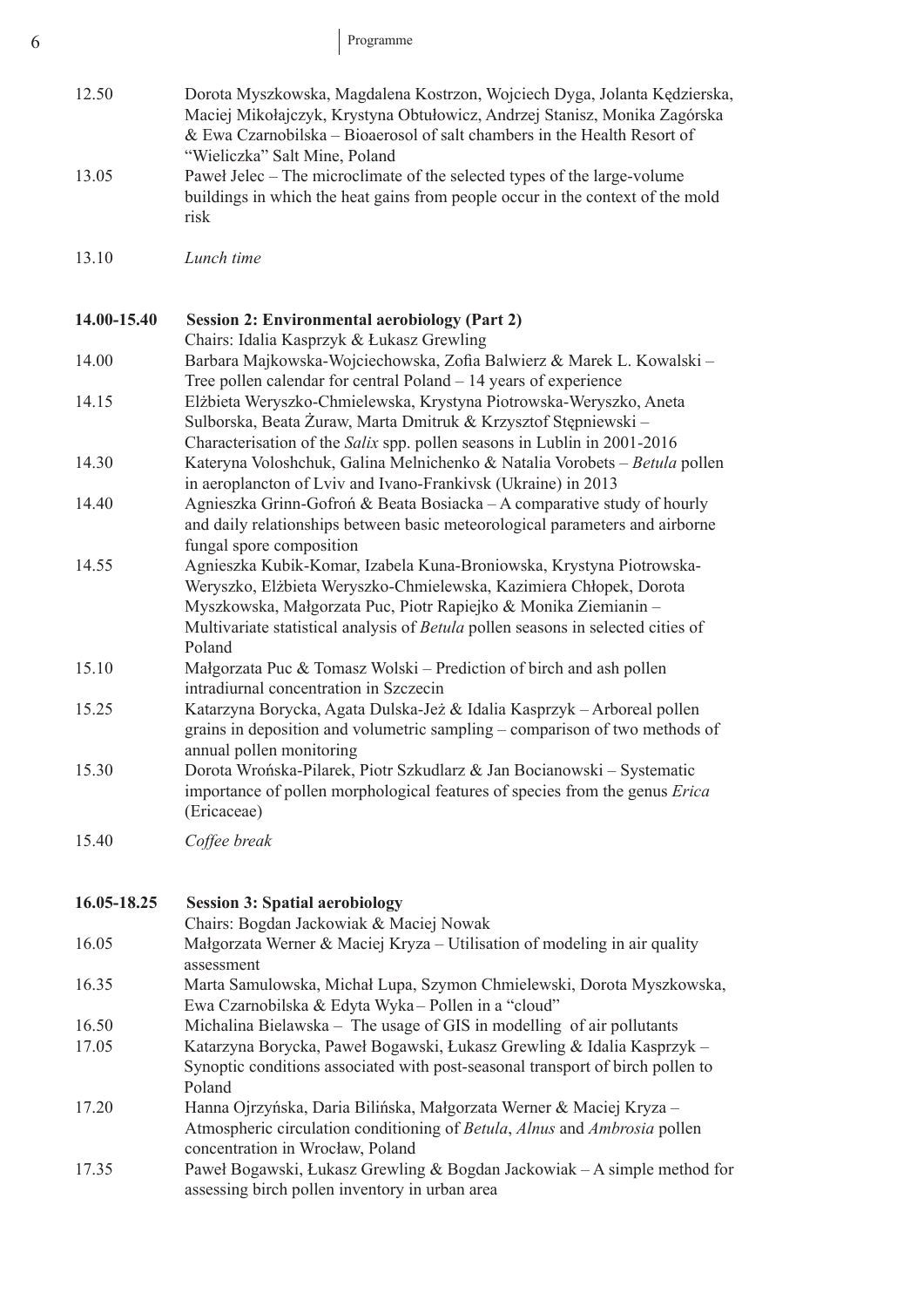| | |
|---|---|
| 12.50 | Dorota Myszkowska, Magdalena Kostrzon, Wojciech Dyga, Jolanta Kędzierska, Maciej Mikołajczyk, Krystyna Obtułowicz, Andrzej Stanisz, Monika Zagórska & Ewa Czarnobilska – Bioaerosol of salt chambers in the Health Resort of "Wieliczka" Salt Mine, Poland |
| 13.05 | Paweł Jelec – The microclimate of the selected types of the large-volume buildings in which the heat gains from people occur in the context of the mold risk |
| 13.10 | *Lunch time* |

| | |
|---|---|
| **14.00-15.40** | **Session 2: Environmental aerobiology (Part 2)** |
| | Chairs: Idalia Kasprzyk & Łukasz Grewling |
| 14.00 | Barbara Majkowska-Wojciechowska, Zofia Balwierz & Marek L. Kowalski – Tree pollen calendar for central Poland – 14 years of experience |
| 14.15 | Elżbieta Weryszko-Chmielewska, Krystyna Piotrowska-Weryszko, Aneta Sulborska, Beata Żuraw, Marta Dmitruk & Krzysztof Stępniewski – Characterisation of the *Salix* spp. pollen seasons in Lublin in 2001-2016 |
| 14.30 | Kateryna Voloshchuk, Galina Melnichenko & Natalia Vorobets – *Betula* pollen in aeroplancton of Lviv and Ivano-Frankivsk (Ukraine) in 2013 |
| 14.40 | Agnieszka Grinn-Gofroń & Beata Bosiacka – A comparative study of hourly and daily relationships between basic meteorological parameters and airborne fungal spore composition |
| 14.55 | Agnieszka Kubik-Komar, Izabela Kuna-Broniowska, Krystyna Piotrowska-Weryszko, Elżbieta Weryszko-Chmielewska, Kazimiera Chłopek, Dorota Myszkowska, Małgorzata Puc, Piotr Rapiejko & Monika Ziemianin – Multivariate statistical analysis of *Betula* pollen seasons in selected cities of Poland |
| 15.10 | Małgorzata Puc & Tomasz Wolski – Prediction of birch and ash pollen intradiurnal concentration in Szczecin |
| 15.25 | Katarzyna Borycka, Agata Dulska-Jeż & Idalia Kasprzyk – Arboreal pollen grains in deposition and volumetric sampling – comparison of two methods of annual pollen monitoring |
| 15.30 | Dorota Wrońska-Pilarek, Piotr Szkudlarz & Jan Bocianowski – Systematic importance of pollen morphological features of species from the genus *Erica* (Ericaceae) |
| 15.40 | *Coffee break* |

| | |
|---|---|
| **16.05-18.25** | **Session 3: Spatial aerobiology** |
| | Chairs: Bogdan Jackowiak & Maciej Nowak |
| 16.05 | Małgorzata Werner & Maciej Kryza – Utilisation of modeling in air quality assessment |
| 16.35 | Marta Samulowska, Michał Lupa, Szymon Chmielewski, Dorota Myszkowska, Ewa Czarnobilska & Edyta Wyka – Pollen in a "cloud" |
| 16.50 | Michalina Bielawska – The usage of GIS in modelling of air pollutants |
| 17.05 | Katarzyna Borycka, Paweł Bogawski, Łukasz Grewling & Idalia Kasprzyk – Synoptic conditions associated with post-seasonal transport of birch pollen to Poland |
| 17.20 | Hanna Ojrzyńska, Daria Bilińska, Małgorzata Werner & Maciej Kryza – Atmospheric circulation conditioning of *Betula*, *Alnus* and *Ambrosia* pollen concentration in Wrocław, Poland |
| 17.35 | Paweł Bogawski, Łukasz Grewling & Bogdan Jackowiak – A simple method for assessing birch pollen inventory in urban area |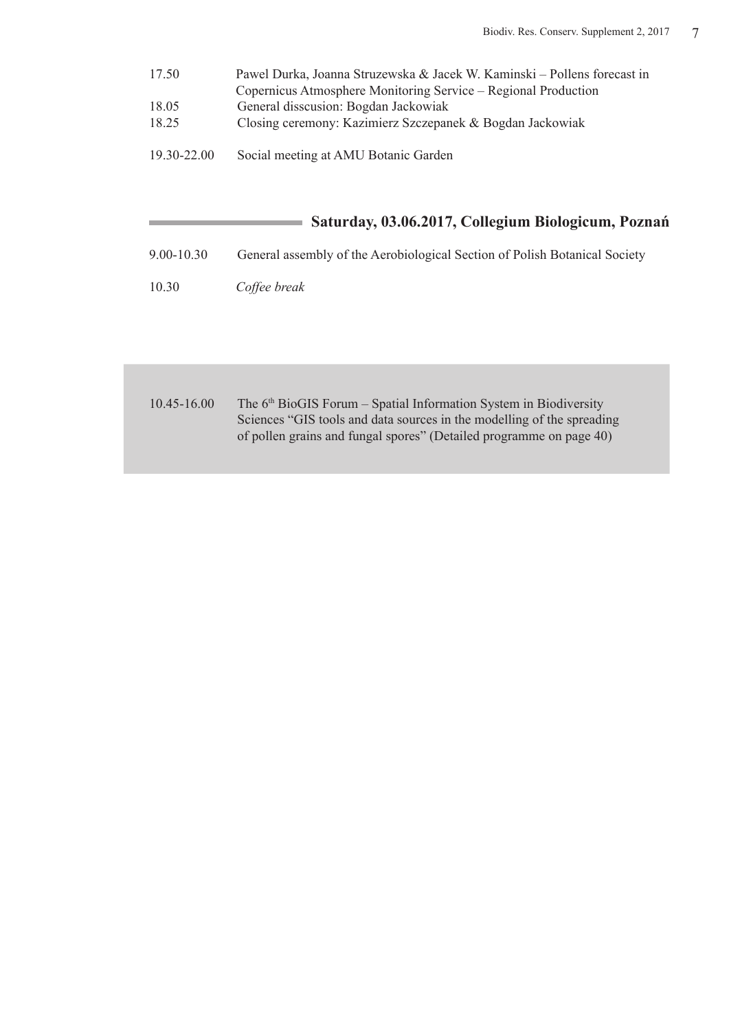17.50 Pawel Durka, Joanna Struzewska & Jacek W. Kaminski – Pollens forecast in Copernicus Atmosphere Monitoring Service – Regional Production

18.05 General disscusion: Bogdan Jackowiak

18.25 Closing ceremony: Kazimierz Szczepanek & Bogdan Jackowiak

19.30-22.00 Social meeting at AMU Botanic Garden

## Saturday, 03.06.2017, Collegium Biologicum, Poznań

9.00-10.30 General assembly of the Aerobiological Section of Polish Botanical Society

10.30 *Coffee break*

10.45-16.00 The 6th BioGIS Forum – Spatial Information System in Biodiversity Sciences “GIS tools and data sources in the modelling of the spreading of pollen grains and fungal spores” (Detailed programme on page 40)